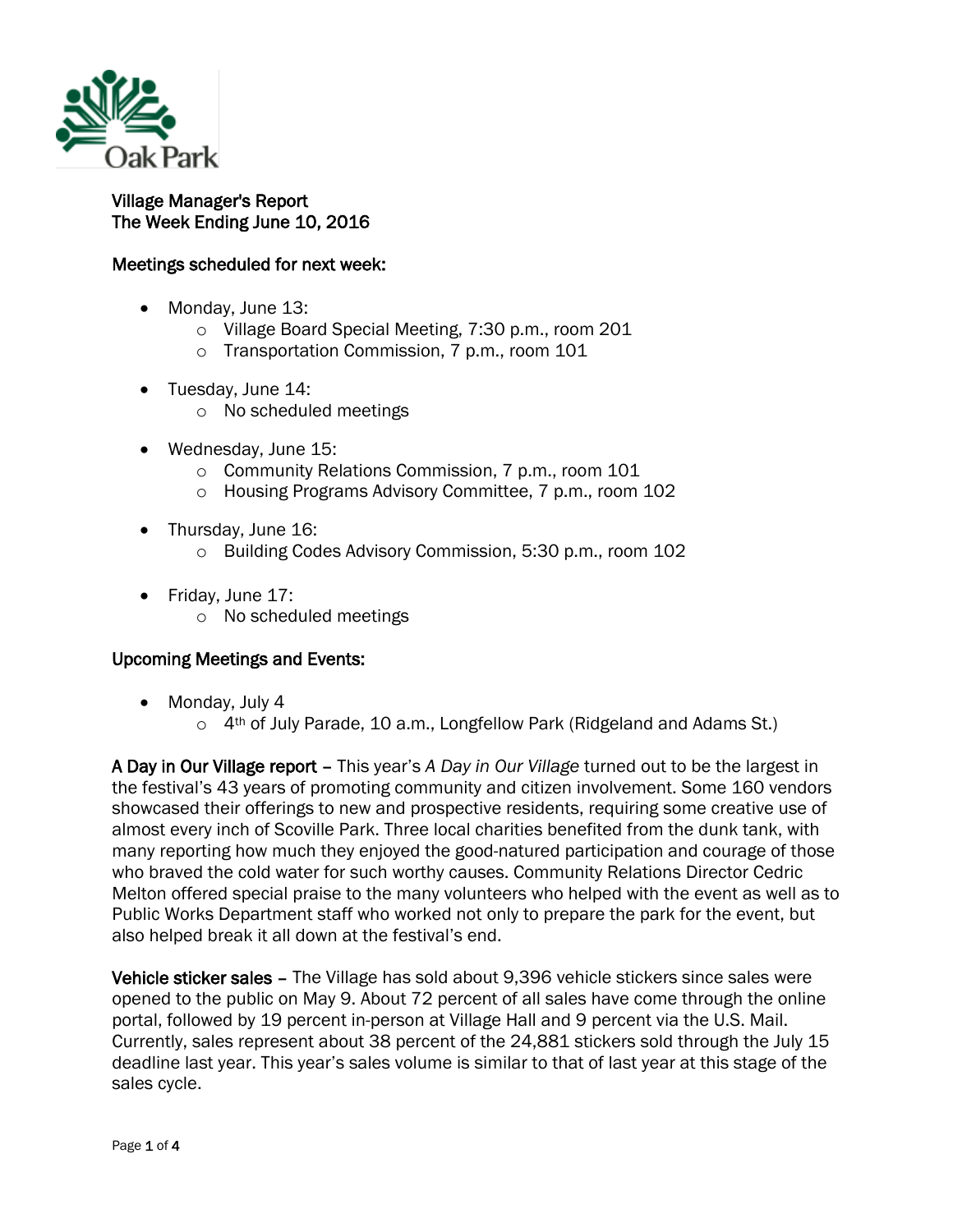Oak Park

**Village Manager's Report**
**The Week Ending June 10, 2016**

**Meetings scheduled for next week:**

- Monday, June 13:
  - Village Board Special Meeting, 7:30 p.m., room 201
  - Transportation Commission, 7 p.m., room 101
- Tuesday, June 14:
  - No scheduled meetings
- Wednesday, June 15:
  - Community Relations Commission, 7 p.m., room 101
  - Housing Programs Advisory Committee, 7 p.m., room 102
- Thursday, June 16:
  - Building Codes Advisory Commission, 5:30 p.m., room 102
- Friday, June 17:
  - No scheduled meetings

**Upcoming Meetings and Events:**

- Monday, July 4
  - 4th of July Parade, 10 a.m., Longfellow Park (Ridgeland and Adams St.)

**A Day in Our Village report** – This year's *A Day in Our Village* turned out to be the largest in the festival's 43 years of promoting community and citizen involvement. Some 160 vendors showcased their offerings to new and prospective residents, requiring some creative use of almost every inch of Scoville Park. Three local charities benefited from the dunk tank, with many reporting how much they enjoyed the good-natured participation and courage of those who braved the cold water for such worthy causes. Community Relations Director Cedric Melton offered special praise to the many volunteers who helped with the event as well as to Public Works Department staff who worked not only to prepare the park for the event, but also helped break it all down at the festival's end.

**Vehicle sticker sales** – The Village has sold about 9,396 vehicle stickers since sales were opened to the public on May 9. About 72 percent of all sales have come through the online portal, followed by 19 percent in-person at Village Hall and 9 percent via the U.S. Mail. Currently, sales represent about 38 percent of the 24,881 stickers sold through the July 15 deadline last year. This year's sales volume is similar to that of last year at this stage of the sales cycle.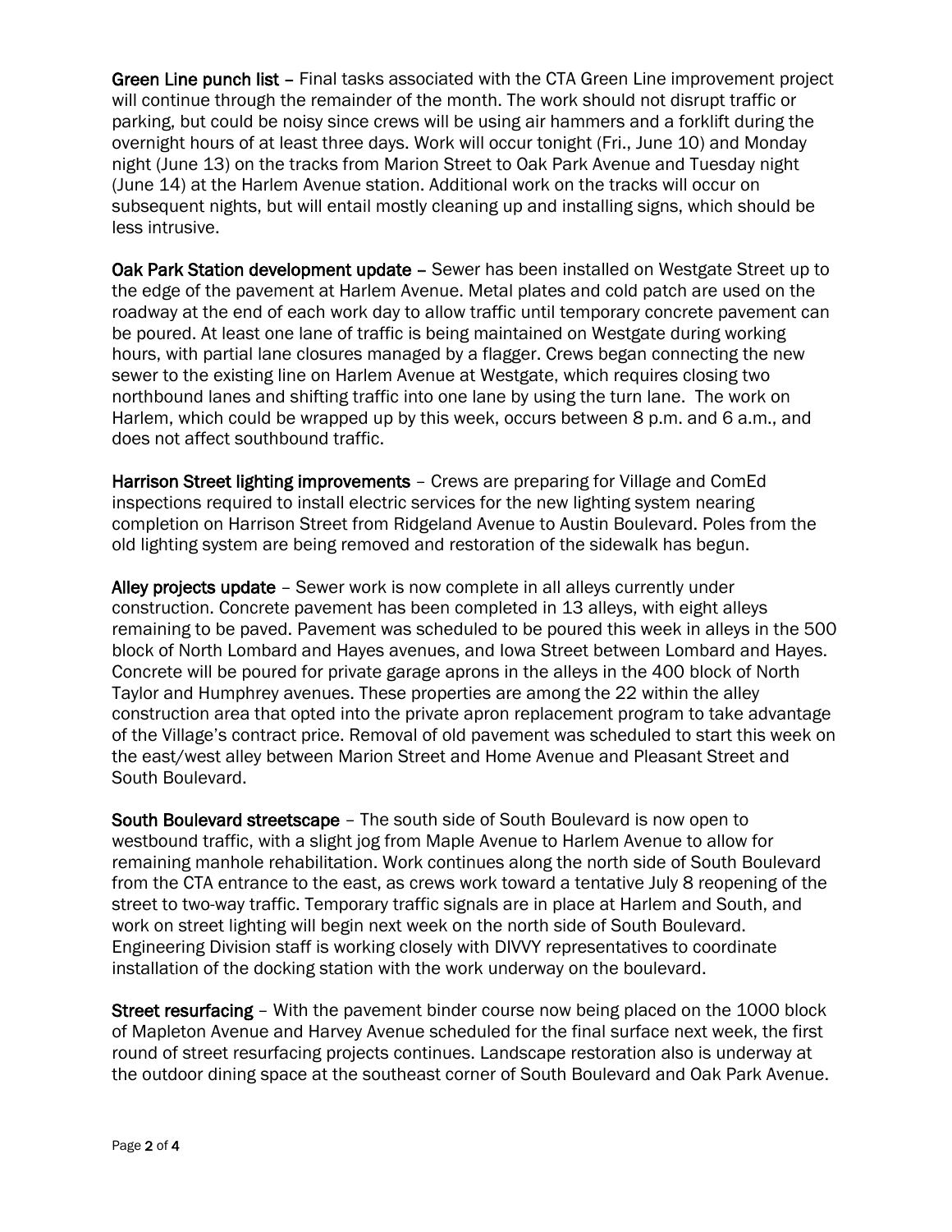**Green Line punch list** – Final tasks associated with the CTA Green Line improvement project will continue through the remainder of the month. The work should not disrupt traffic or parking, but could be noisy since crews will be using air hammers and a forklift during the overnight hours of at least three days. Work will occur tonight (Fri., June 10) and Monday night (June 13) on the tracks from Marion Street to Oak Park Avenue and Tuesday night (June 14) at the Harlem Avenue station. Additional work on the tracks will occur on subsequent nights, but will entail mostly cleaning up and installing signs, which should be less intrusive.

**Oak Park Station development update** – Sewer has been installed on Westgate Street up to the edge of the pavement at Harlem Avenue. Metal plates and cold patch are used on the roadway at the end of each work day to allow traffic until temporary concrete pavement can be poured. At least one lane of traffic is being maintained on Westgate during working hours, with partial lane closures managed by a flagger. Crews began connecting the new sewer to the existing line on Harlem Avenue at Westgate, which requires closing two northbound lanes and shifting traffic into one lane by using the turn lane. The work on Harlem, which could be wrapped up by this week, occurs between 8 p.m. and 6 a.m., and does not affect southbound traffic.

**Harrison Street lighting improvements** – Crews are preparing for Village and ComEd inspections required to install electric services for the new lighting system nearing completion on Harrison Street from Ridgeland Avenue to Austin Boulevard. Poles from the old lighting system are being removed and restoration of the sidewalk has begun.

**Alley projects update** – Sewer work is now complete in all alleys currently under construction. Concrete pavement has been completed in 13 alleys, with eight alleys remaining to be paved. Pavement was scheduled to be poured this week in alleys in the 500 block of North Lombard and Hayes avenues, and Iowa Street between Lombard and Hayes. Concrete will be poured for private garage aprons in the alleys in the 400 block of North Taylor and Humphrey avenues. These properties are among the 22 within the alley construction area that opted into the private apron replacement program to take advantage of the Village's contract price. Removal of old pavement was scheduled to start this week on the east/west alley between Marion Street and Home Avenue and Pleasant Street and South Boulevard.

**South Boulevard streetscape** – The south side of South Boulevard is now open to westbound traffic, with a slight jog from Maple Avenue to Harlem Avenue to allow for remaining manhole rehabilitation. Work continues along the north side of South Boulevard from the CTA entrance to the east, as crews work toward a tentative July 8 reopening of the street to two-way traffic. Temporary traffic signals are in place at Harlem and South, and work on street lighting will begin next week on the north side of South Boulevard. Engineering Division staff is working closely with DIVVY representatives to coordinate installation of the docking station with the work underway on the boulevard.

**Street resurfacing** – With the pavement binder course now being placed on the 1000 block of Mapleton Avenue and Harvey Avenue scheduled for the final surface next week, the first round of street resurfacing projects continues. Landscape restoration also is underway at the outdoor dining space at the southeast corner of South Boulevard and Oak Park Avenue.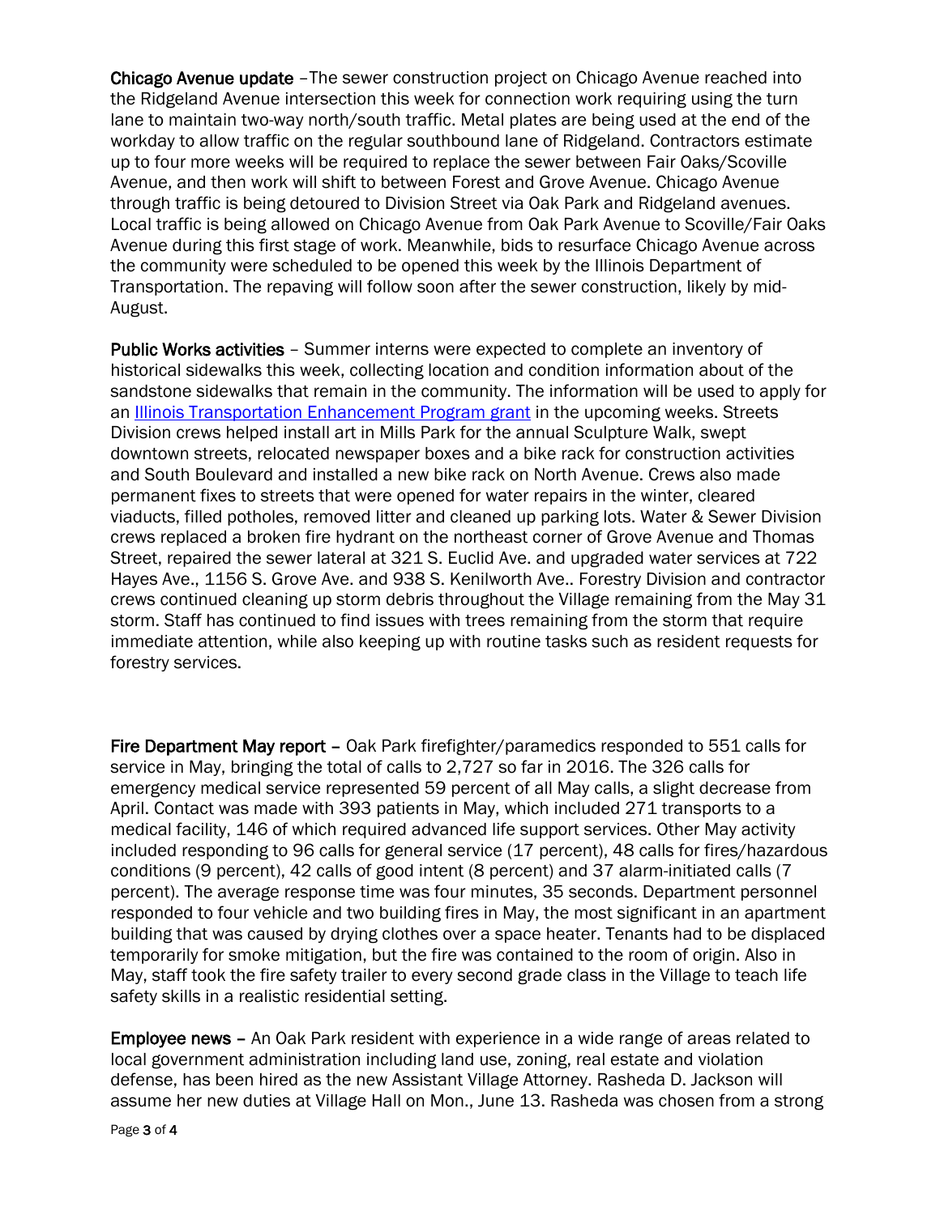**Chicago Avenue update** –The sewer construction project on Chicago Avenue reached into the Ridgeland Avenue intersection this week for connection work requiring using the turn lane to maintain two-way north/south traffic. Metal plates are being used at the end of the workday to allow traffic on the regular southbound lane of Ridgeland. Contractors estimate up to four more weeks will be required to replace the sewer between Fair Oaks/Scoville Avenue, and then work will shift to between Forest and Grove Avenue. Chicago Avenue through traffic is being detoured to Division Street via Oak Park and Ridgeland avenues. Local traffic is being allowed on Chicago Avenue from Oak Park Avenue to Scoville/Fair Oaks Avenue during this first stage of work. Meanwhile, bids to resurface Chicago Avenue across the community were scheduled to be opened this week by the Illinois Department of Transportation. The repaving will follow soon after the sewer construction, likely by mid-August.

**Public Works activities** – Summer interns were expected to complete an inventory of historical sidewalks this week, collecting location and condition information about of the sandstone sidewalks that remain in the community. The information will be used to apply for an Illinois Transportation Enhancement Program grant in the upcoming weeks. Streets Division crews helped install art in Mills Park for the annual Sculpture Walk, swept downtown streets, relocated newspaper boxes and a bike rack for construction activities and South Boulevard and installed a new bike rack on North Avenue. Crews also made permanent fixes to streets that were opened for water repairs in the winter, cleared viaducts, filled potholes, removed litter and cleaned up parking lots. Water & Sewer Division crews replaced a broken fire hydrant on the northeast corner of Grove Avenue and Thomas Street, repaired the sewer lateral at 321 S. Euclid Ave. and upgraded water services at 722 Hayes Ave., 1156 S. Grove Ave. and 938 S. Kenilworth Ave.. Forestry Division and contractor crews continued cleaning up storm debris throughout the Village remaining from the May 31 storm. Staff has continued to find issues with trees remaining from the storm that require immediate attention, while also keeping up with routine tasks such as resident requests for forestry services.

**Fire Department May report** – Oak Park firefighter/paramedics responded to 551 calls for service in May, bringing the total of calls to 2,727 so far in 2016. The 326 calls for emergency medical service represented 59 percent of all May calls, a slight decrease from April. Contact was made with 393 patients in May, which included 271 transports to a medical facility, 146 of which required advanced life support services. Other May activity included responding to 96 calls for general service (17 percent), 48 calls for fires/hazardous conditions (9 percent), 42 calls of good intent (8 percent) and 37 alarm-initiated calls (7 percent). The average response time was four minutes, 35 seconds. Department personnel responded to four vehicle and two building fires in May, the most significant in an apartment building that was caused by drying clothes over a space heater. Tenants had to be displaced temporarily for smoke mitigation, but the fire was contained to the room of origin. Also in May, staff took the fire safety trailer to every second grade class in the Village to teach life safety skills in a realistic residential setting.

**Employee news** – An Oak Park resident with experience in a wide range of areas related to local government administration including land use, zoning, real estate and violation defense, has been hired as the new Assistant Village Attorney. Rasheda D. Jackson will assume her new duties at Village Hall on Mon., June 13. Rasheda was chosen from a strong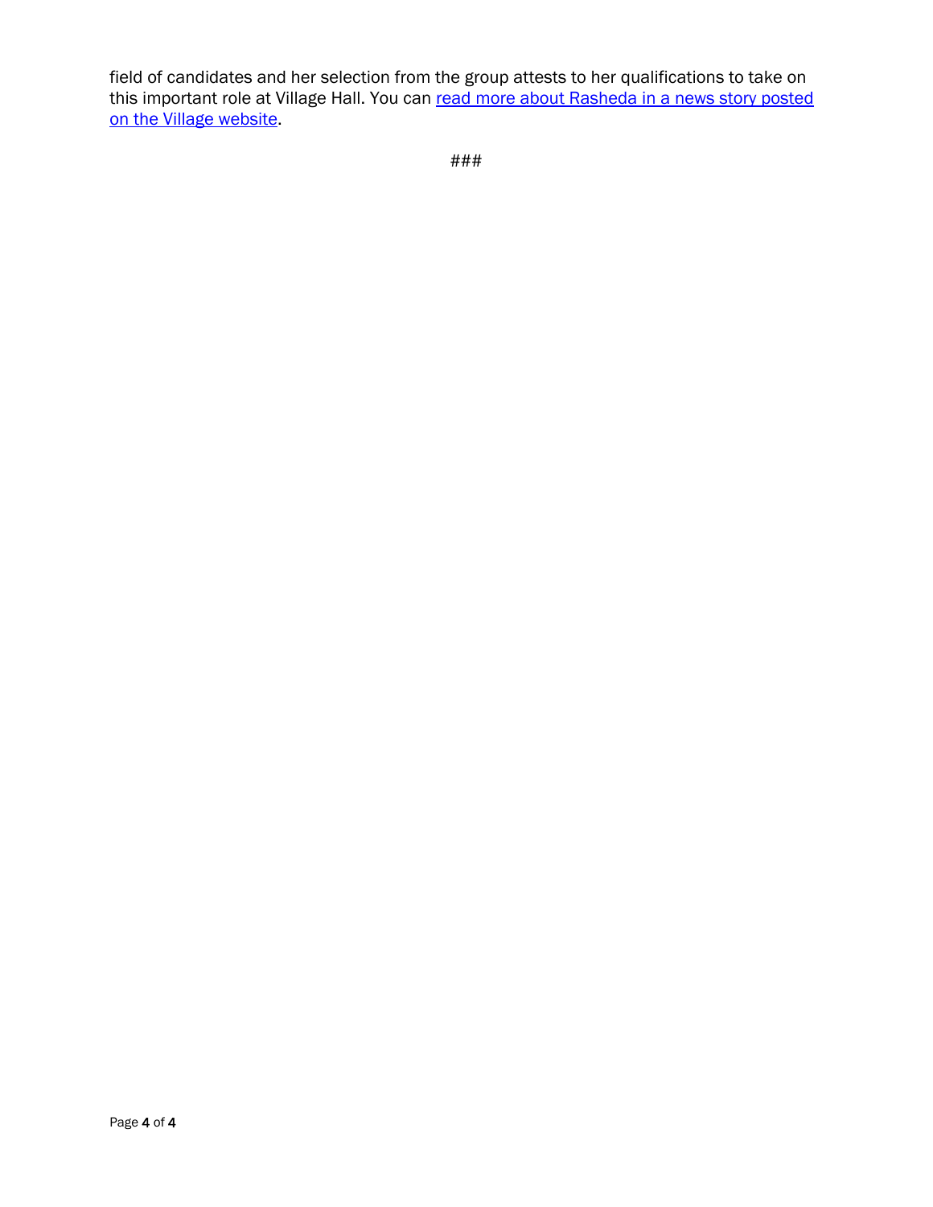field of candidates and her selection from the group attests to her qualifications to take on this important role at Village Hall. You can [read more about Rasheda in a news story posted on the Village website](#).

###